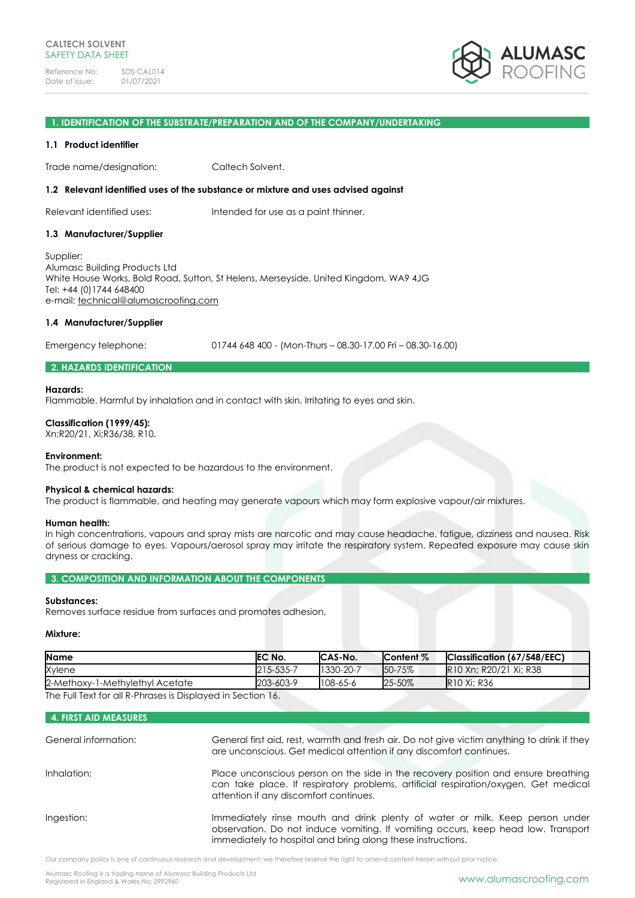CALTECH SOLVENT
SAFETY DATA SHEET

Reference No: SDS-CAL014
Date of issue: 01/07/2021

ALUMASC ROOFING

## 1. IDENTIFICATION OF THE SUBSTRATE/PREPARATION AND OF THE COMPANY/UNDERTAKING

### 1.1 Product identifier

Trade name/designation: Caltech Solvent.

### 1.2 Relevant identified uses of the substance or mixture and uses advised against

Relevant identified uses: Intended for use as a paint thinner.

### 1.3 Manufacturer/Supplier

Supplier:
Alumasc Building Products Ltd
White House Works, Bold Road, Sutton, St Helens, Merseyside, United Kingdom, WA9 4JG
Tel: +44 (0)1744 648400
e-mail: technical@alumascroofing.com

### 1.4 Manufacturer/Supplier

Emergency telephone: 01744 648 400 - (Mon-Thurs – 08.30-17.00 Fri – 08.30-16.00)

## 2. HAZARDS IDENTIFICATION

**Hazards:**
Flammable. Harmful by inhalation and in contact with skin. Irritating to eyes and skin.

**Classification (1999/45):**
Xn;R20/21, Xi;R36/38, R10.

**Environment:**
The product is not expected to be hazardous to the environment.

**Physical & chemical hazards:**
The product is flammable, and heating may generate vapours which may form explosive vapour/air mixtures.

**Human health:**
In high concentrations, vapours and spray mists are narcotic and may cause headache, fatigue, dizziness and nausea. Risk of serious damage to eyes. Vapours/aerosol spray may irritate the respiratory system. Repeated exposure may cause skin dryness or cracking.

## 3. COMPOSITION AND INFORMATION ABOUT THE COMPONENTS

**Substances:**
Removes surface residue from surfaces and promotes adhesion,

**Mixture:**

| Name | EC No. | CAS-No. | Content % | Classification (67/548/EEC) |
|---|---|---|---|---|
| Xylene | 215-535-7 | 1330-20-7 | 50-75% | R10 Xn; R20/21 Xi; R38 |
| 2-Methoxy-1-Methylethyl Acetate | 203-603-9 | 108-65-6 | 25-50% | R10 Xi; R36 |

The Full Text for all R-Phrases is Displayed in Section 16.

## 4. FIRST AID MEASURES

General information: General first aid, rest, warmth and fresh air. Do not give victim anything to drink if they are unconscious. Get medical attention if any discomfort continues.

Inhalation: Place unconscious person on the side in the recovery position and ensure breathing can take place. If respiratory problems, artificial respiration/oxygen. Get medical attention if any discomfort continues.

Ingestion: Immediately rinse mouth and drink plenty of water or milk. Keep person under observation. Do not induce vomiting. If vomiting occurs, keep head low. Transport immediately to hospital and bring along these instructions.

Our company policy is one of continuous research and development; we therefore reserve the right to amend content herein without prior notice.

Alumasc Roofing is a trading name of Alumasc Building Products Ltd
Registered in England & Wales No: 2992960

www.alumascroofing.com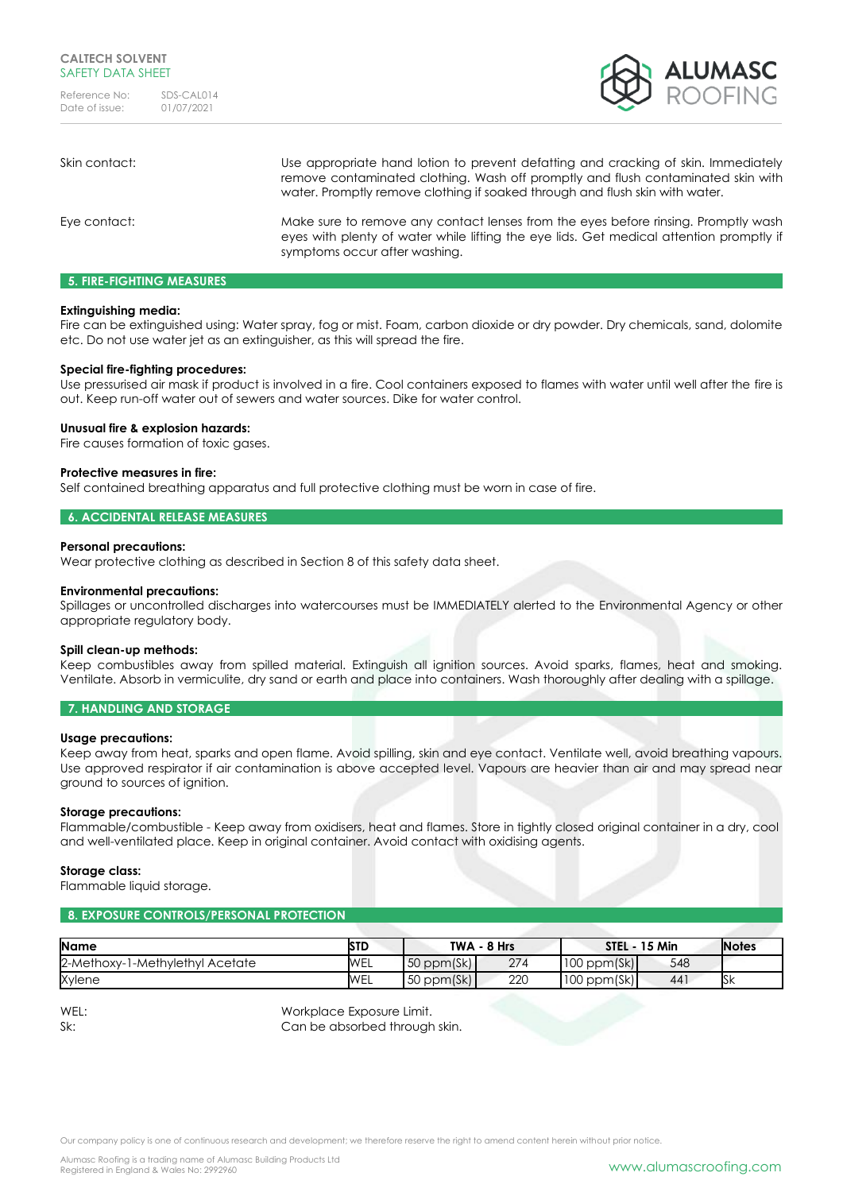Skin contact: Use appropriate hand lotion to prevent defatting and cracking of skin. Immediately remove contaminated clothing. Wash off promptly and flush contaminated skin with water. Promptly remove clothing if soaked through and flush skin with water.

Eye contact: Make sure to remove any contact lenses from the eyes before rinsing. Promptly wash eyes with plenty of water while lifting the eye lids. Get medical attention promptly if symptoms occur after washing.

## 5. FIRE-FIGHTING MEASURES

**Extinguishing media:**
Fire can be extinguished using: Water spray, fog or mist. Foam, carbon dioxide or dry powder. Dry chemicals, sand, dolomite etc. Do not use water jet as an extinguisher, as this will spread the fire.

**Special fire-fighting procedures:**
Use pressurised air mask if product is involved in a fire. Cool containers exposed to flames with water until well after the fire is out. Keep run-off water out of sewers and water sources. Dike for water control.

**Unusual fire & explosion hazards:**
Fire causes formation of toxic gases.

**Protective measures in fire:**
Self contained breathing apparatus and full protective clothing must be worn in case of fire.

## 6. ACCIDENTAL RELEASE MEASURES

**Personal precautions:**
Wear protective clothing as described in Section 8 of this safety data sheet.

**Environmental precautions:**
Spillages or uncontrolled discharges into watercourses must be IMMEDIATELY alerted to the Environmental Agency or other appropriate regulatory body.

**Spill clean-up methods:**
Keep combustibles away from spilled material. Extinguish all ignition sources. Avoid sparks, flames, heat and smoking. Ventilate. Absorb in vermiculite, dry sand or earth and place into containers. Wash thoroughly after dealing with a spillage.

## 7. HANDLING AND STORAGE

**Usage precautions:**
Keep away from heat, sparks and open flame. Avoid spilling, skin and eye contact. Ventilate well, avoid breathing vapours. Use approved respirator if air contamination is above accepted level. Vapours are heavier than air and may spread near ground to sources of ignition.

**Storage precautions:**
Flammable/combustible - Keep away from oxidisers, heat and flames. Store in tightly closed original container in a dry, cool and well-ventilated place. Keep in original container. Avoid contact with oxidising agents.

**Storage class:**
Flammable liquid storage.

## 8. EXPOSURE CONTROLS/PERSONAL PROTECTION

| Name | STD | TWA - 8 Hrs | | STEL - 15 Min | | Notes |
|---|---|---|---|---|---|---|
| 2-Methoxy-1-Methylethyl Acetate | WEL | 50 ppm(Sk) | 274 | 100 ppm(Sk) | 548 | |
| Xylene | WEL | 50 ppm(Sk) | 220 | 100 ppm(Sk) | 441 | Sk |

WEL: Workplace Exposure Limit.
Sk: Can be absorbed through skin.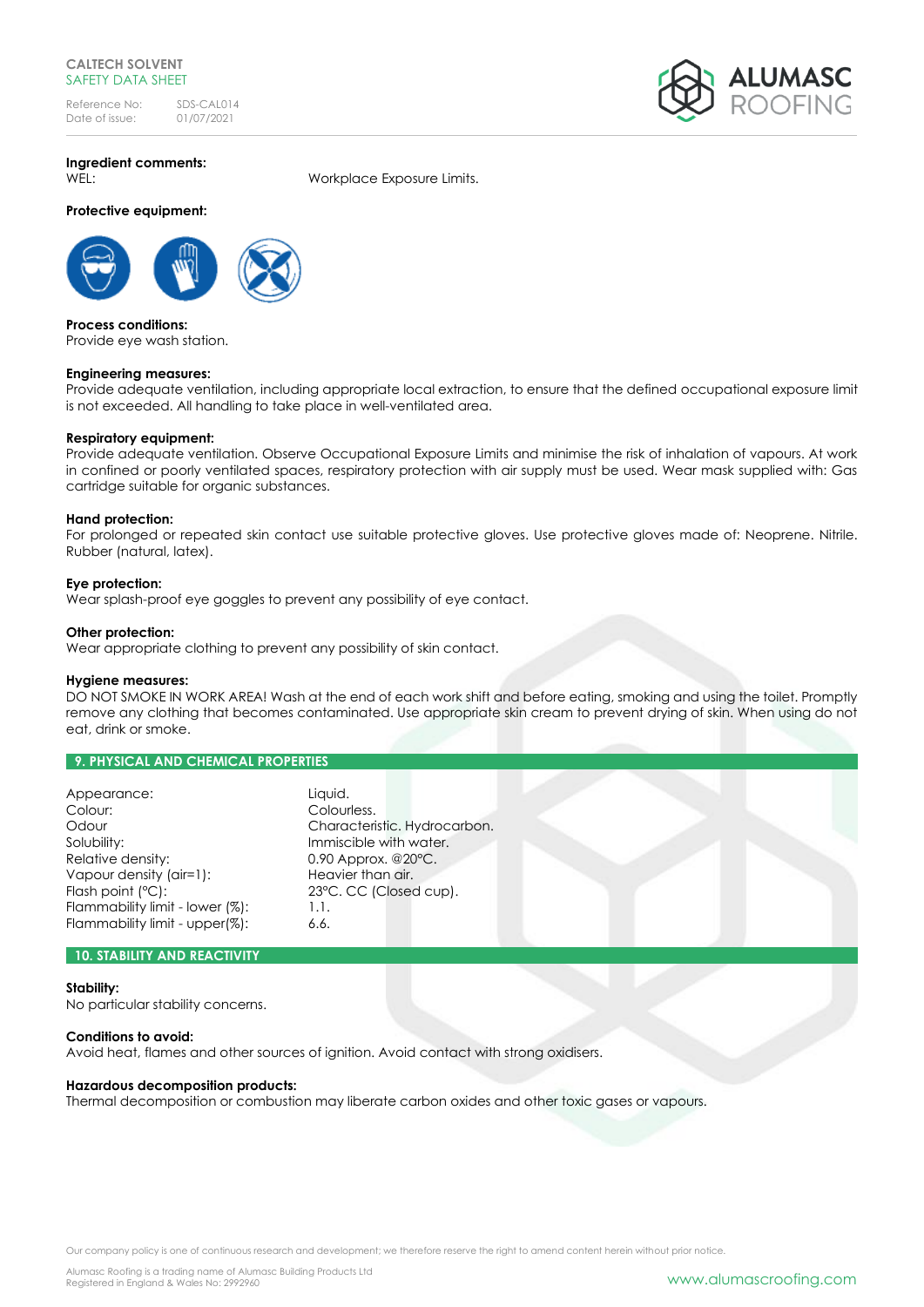**Ingredient comments:**

WEL: Workplace Exposure Limits.

**Protective equipment:**

**Process conditions:**
Provide eye wash station.

**Engineering measures:**
Provide adequate ventilation, including appropriate local extraction, to ensure that the defined occupational exposure limit is not exceeded. All handling to take place in well-ventilated area.

**Respiratory equipment:**
Provide adequate ventilation. Observe Occupational Exposure Limits and minimise the risk of inhalation of vapours. At work in confined or poorly ventilated spaces, respiratory protection with air supply must be used. Wear mask supplied with: Gas cartridge suitable for organic substances.

**Hand protection:**
For prolonged or repeated skin contact use suitable protective gloves. Use protective gloves made of: Neoprene. Nitrile. Rubber (natural, latex).

**Eye protection:**
Wear splash-proof eye goggles to prevent any possibility of eye contact.

**Other protection:**
Wear appropriate clothing to prevent any possibility of skin contact.

**Hygiene measures:**
DO NOT SMOKE IN WORK AREA! Wash at the end of each work shift and before eating, smoking and using the toilet. Promptly remove any clothing that becomes contaminated. Use appropriate skin cream to prevent drying of skin. When using do not eat, drink or smoke.

## 9. PHYSICAL AND CHEMICAL PROPERTIES

| | |
|---|---|
| Appearance: | Liquid. |
| Colour: | Colourless. |
| Odour | Characteristic. Hydrocarbon. |
| Solubility: | Immiscible with water. |
| Relative density: | 0.90 Approx. @20°C. |
| Vapour density (air=1): | Heavier than air. |
| Flash point (°C): | 23°C. CC (Closed cup). |
| Flammability limit - lower (%): | 1.1. |
| Flammability limit - upper(%): | 6.6. |

## 10. STABILITY AND REACTIVITY

**Stability:**
No particular stability concerns.

**Conditions to avoid:**
Avoid heat, flames and other sources of ignition. Avoid contact with strong oxidisers.

**Hazardous decomposition products:**
Thermal decomposition or combustion may liberate carbon oxides and other toxic gases or vapours.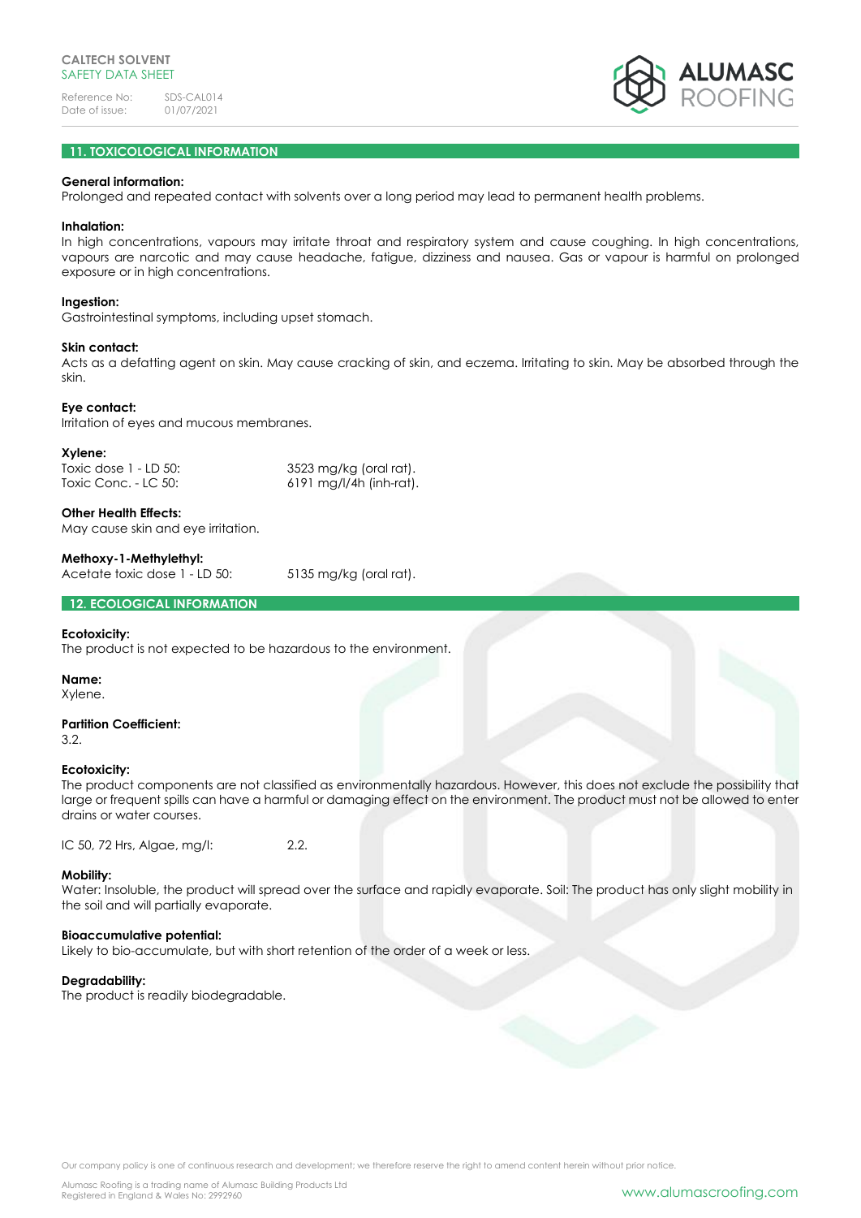## 11. TOXICOLOGICAL INFORMATION

**General information:**
Prolonged and repeated contact with solvents over a long period may lead to permanent health problems.

**Inhalation:**
In high concentrations, vapours may irritate throat and respiratory system and cause coughing. In high concentrations, vapours are narcotic and may cause headache, fatigue, dizziness and nausea. Gas or vapour is harmful on prolonged exposure or in high concentrations.

**Ingestion:**
Gastrointestinal symptoms, including upset stomach.

**Skin contact:**
Acts as a defatting agent on skin. May cause cracking of skin, and eczema. Irritating to skin. May be absorbed through the skin.

**Eye contact:**
Irritation of eyes and mucous membranes.

**Xylene:**

| | |
|---|---|
| Toxic dose 1 - LD 50: | 3523 mg/kg (oral rat). |
| Toxic Conc. - LC 50: | 6191 mg/l/4h (inh-rat). |

**Other Health Effects:**
May cause skin and eye irritation.

**Methoxy-1-Methylethyl:**

| | |
|---|---|
| Acetate toxic dose 1 - LD 50: | 5135 mg/kg (oral rat). |

## 12. ECOLOGICAL INFORMATION

**Ecotoxicity:**
The product is not expected to be hazardous to the environment.

**Name:**
Xylene.

**Partition Coefficient:**
3.2.

**Ecotoxicity:**
The product components are not classified as environmentally hazardous. However, this does not exclude the possibility that large or frequent spills can have a harmful or damaging effect on the environment. The product must not be allowed to enter drains or water courses.

| | |
|---|---|
| IC 50, 72 Hrs, Algae, mg/l: | 2.2. |

**Mobility:**
Water: Insoluble, the product will spread over the surface and rapidly evaporate. Soil: The product has only slight mobility in the soil and will partially evaporate.

**Bioaccumulative potential:**
Likely to bio-accumulate, but with short retention of the order of a week or less.

**Degradability:**
The product is readily biodegradable.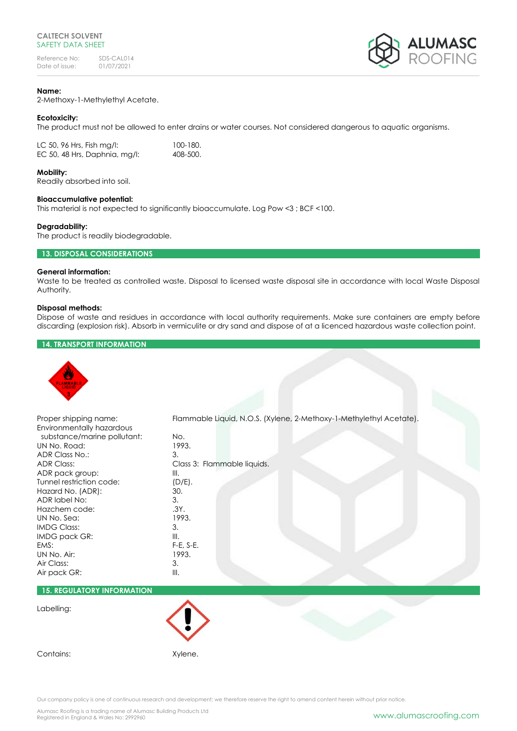**Name:**
2-Methoxy-1-Methylethyl Acetate.

**Ecotoxicity:**
The product must not be allowed to enter drains or water courses. Not considered dangerous to aquatic organisms.

| | |
|---|---|
| LC 50, 96 Hrs, Fish mg/l: | 100-180. |
| EC 50, 48 Hrs, Daphnia, mg/l: | 408-500. |

**Mobility:**
Readily absorbed into soil.

**Bioaccumulative potential:**
This material is not expected to significantly bioaccumulate. Log Pow <3 ; BCF <100.

**Degradability:**
The product is readily biodegradable.

## 13. DISPOSAL CONSIDERATIONS

**General information:**
Waste to be treated as controlled waste. Disposal to licensed waste disposal site in accordance with local Waste Disposal Authority.

**Disposal methods:**
Dispose of waste and residues in accordance with local authority requirements. Make sure containers are empty before discarding (explosion risk). Absorb in vermiculite or dry sand and dispose of at a licenced hazardous waste collection point.

## 14. TRANSPORT INFORMATION

| | |
|---|---|
| Proper shipping name: | Flammable Liquid, N.O.S. (Xylene, 2-Methoxy-1-Methylethyl Acetate). |
| Environmentally hazardous substance/marine pollutant: | No. |
| UN No. Road: | 1993. |
| ADR Class No.: | 3. |
| ADR Class: | Class 3: Flammable liquids. |
| ADR pack group: | III. |
| Tunnel restriction code: | (D/E). |
| Hazard No. (ADR): | 30. |
| ADR label No: | 3. |
| Hazchem code: | .3Y. |
| UN No. Sea: | 1993. |
| IMDG Class: | 3. |
| IMDG pack GR: | III. |
| EMS: | F-E, S-E. |
| UN No. Air: | 1993. |
| Air Class: | 3. |
| Air pack GR: | III. |

## 15. REGULATORY INFORMATION

Labelling:

Contains: Xylene.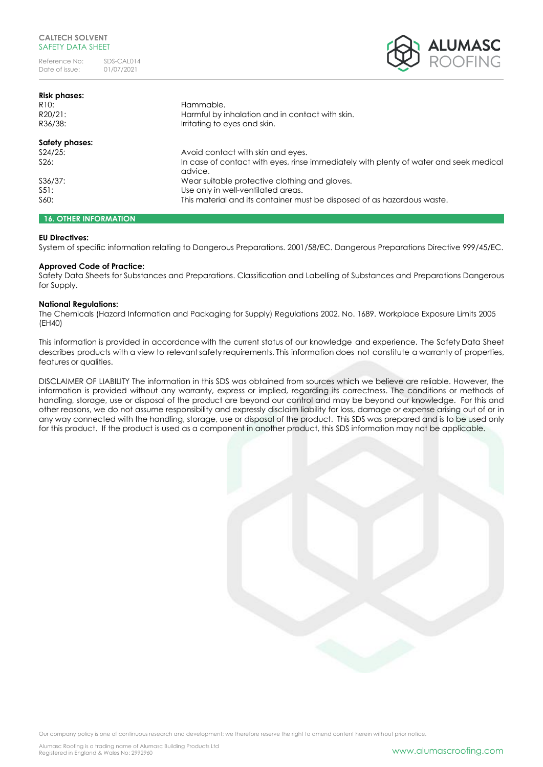**Risk phases:**

| | |
|---|---|
| R10: | Flammable. |
| R20/21: | Harmful by inhalation and in contact with skin. |
| R36/38: | Irritating to eyes and skin. |

**Safety phases:**

| | |
|---|---|
| S24/25: | Avoid contact with skin and eyes. |
| S26: | In case of contact with eyes, rinse immediately with plenty of water and seek medical advice. |
| S36/37: | Wear suitable protective clothing and gloves. |
| S51: | Use only in well-ventilated areas. |
| S60: | This material and its container must be disposed of as hazardous waste. |

## 16. OTHER INFORMATION

**EU Directives:**
System of specific information relating to Dangerous Preparations. 2001/58/EC. Dangerous Preparations Directive 999/45/EC.

**Approved Code of Practice:**
Safety Data Sheets for Substances and Preparations. Classification and Labelling of Substances and Preparations Dangerous for Supply.

**National Regulations:**
The Chemicals (Hazard Information and Packaging for Supply) Regulations 2002. No. 1689. Workplace Exposure Limits 2005 (EH40)

This information is provided in accordance with the current status of our knowledge and experience. The Safety Data Sheet describes products with a view to relevant safety requirements. This information does not constitute a warranty of properties, features or qualities.

DISCLAIMER OF LIABILITY The information in this SDS was obtained from sources which we believe are reliable. However, the information is provided without any warranty, express or implied, regarding its correctness. The conditions or methods of handling, storage, use or disposal of the product are beyond our control and may be beyond our knowledge. For this and other reasons, we do not assume responsibility and expressly disclaim liability for loss, damage or expense arising out of or in any way connected with the handling, storage, use or disposal of the product. This SDS was prepared and is to be used only for this product. If the product is used as a component in another product, this SDS information may not be applicable.